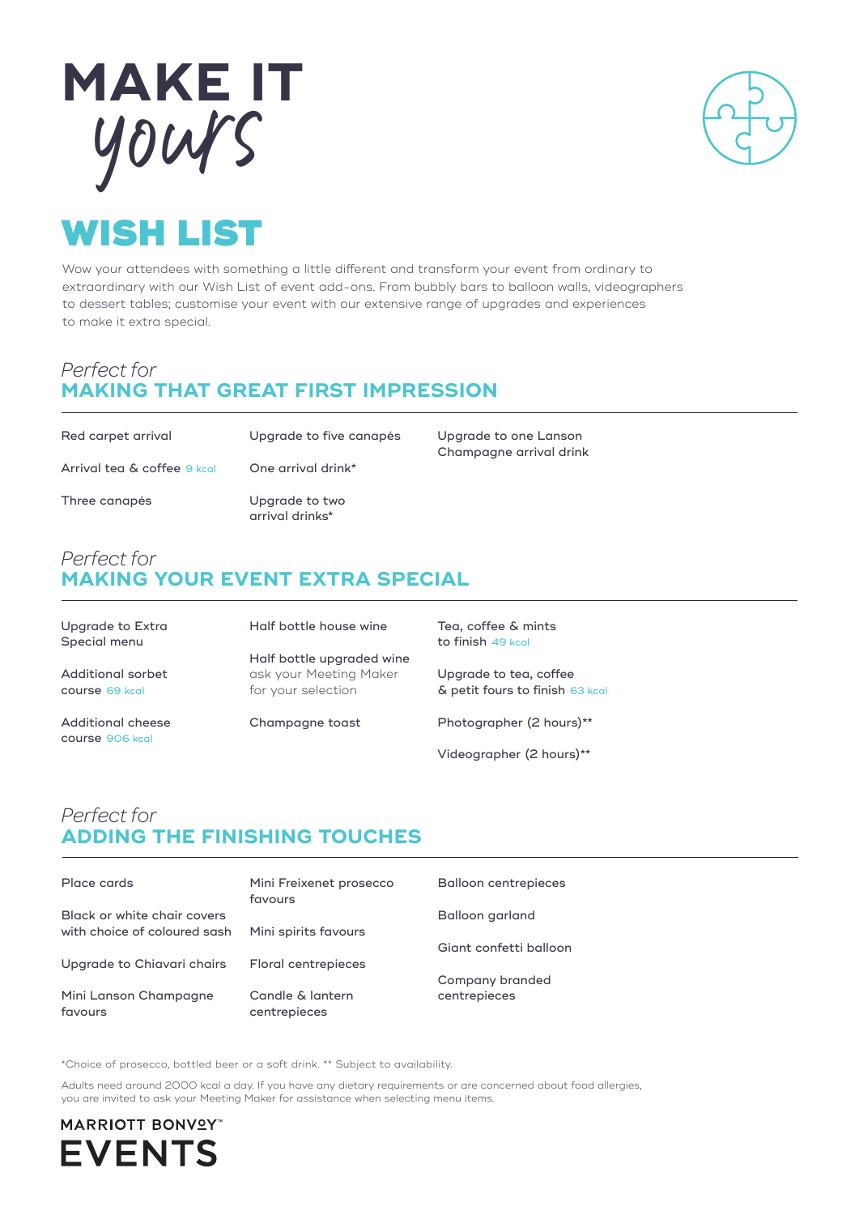# MAKE IT *yours*

## WISH LIST

Wow your attendees with something a little different and transform your event from ordinary to extraordinary with our Wish List of event add-ons. From bubbly bars to balloon walls, videographers to dessert tables; customise your event with our extensive range of upgrades and experiences to make it extra special.

### *Perfect for* MAKING THAT GREAT FIRST IMPRESSION

- Red carpet arrival
- Arrival tea & coffee 9 kcal
- Three canapés
- Upgrade to five canapés
- One arrival drink*
- Upgrade to two arrival drinks*
- Upgrade to one Lanson Champagne arrival drink

### *Perfect for* MAKING YOUR EVENT EXTRA SPECIAL

- Upgrade to Extra Special menu
- Additional sorbet course 69 kcal
- Additional cheese course 906 kcal
- Half bottle house wine
- Half bottle upgraded wine ask your Meeting Maker for your selection
- Champagne toast
- Tea, coffee & mints to finish 49 kcal
- Upgrade to tea, coffee & petit fours to finish 63 kcal
- Photographer (2 hours)**
- Videographer (2 hours)**

### *Perfect for* ADDING THE FINISHING TOUCHES

- Place cards
- Black or white chair covers with choice of coloured sash
- Upgrade to Chiavari chairs
- Mini Lanson Champagne favours
- Mini Freixenet prosecco favours
- Mini spirits favours
- Floral centrepieces
- Candle & lantern centrepieces
- Balloon centrepieces
- Balloon garland
- Giant confetti balloon
- Company branded centrepieces

*Choice of prosecco, bottled beer or a soft drink. ** Subject to availability.

Adults need around 2000 kcal a day. If you have any dietary requirements or are concerned about food allergies, you are invited to ask your Meeting Maker for assistance when selecting menu items.

MARRIOTT BONVOY™ EVENTS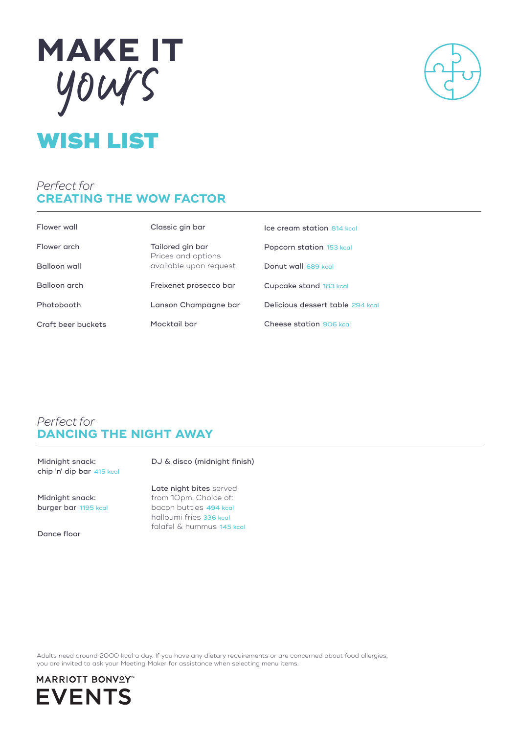# MAKE IT *yours*

## WISH LIST

*Perfect for*
### CREATING THE WOW FACTOR

| | | |
|---|---|---|
| Flower wall | Classic gin bar | Ice cream station 814 kcal |
| Flower arch | Tailored gin bar<br>Prices and options available upon request | Popcorn station 153 kcal |
| Balloon wall | | Donut wall 689 kcal |
| Balloon arch | Freixenet prosecco bar | Cupcake stand 183 kcal |
| Photobooth | Lanson Champagne bar | Delicious dessert table 294 kcal |
| Craft beer buckets | Mocktail bar | Cheese station 906 kcal |

*Perfect for*
### DANCING THE NIGHT AWAY

| | |
|---|---|
| Midnight snack: chip 'n' dip bar 415 kcal | DJ & disco (midnight finish) |
| Midnight snack: burger bar 1195 kcal | Late night bites served from 10pm. Choice of:<br>bacon butties 494 kcal<br>halloumi fries 336 kcal<br>falafel & hummus 145 kcal |
| Dance floor | |

Adults need around 2000 kcal a day. If you have any dietary requirements or are concerned about food allergies, you are invited to ask your Meeting Maker for assistance when selecting menu items.

MARRIOTT BONVOY™
EVENTS